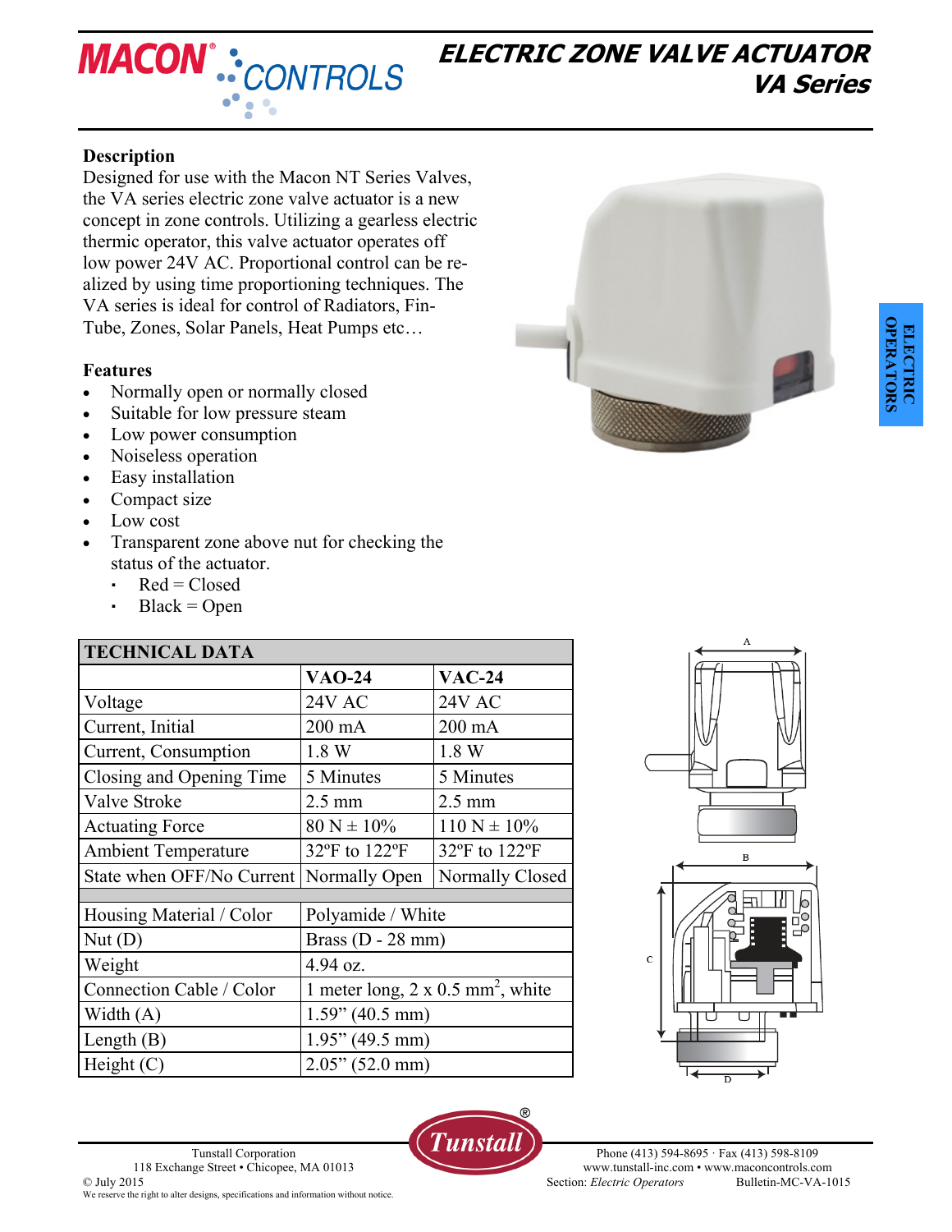# ELECTRIC ZONE VALVE ACTUATOR
## VA Series

MACON® CONTROLS

### Description

Designed for use with the Macon NT Series Valves, the VA series electric zone valve actuator is a new concept in zone controls. Utilizing a gearless electric thermic operator, this valve actuator operates off low power 24V AC. Proportional control can be realized by using time proportioning techniques. The VA series is ideal for control of Radiators, Fin-Tube, Zones, Solar Panels, Heat Pumps etc…

### Features

- Normally open or normally closed
- Suitable for low pressure steam
- Low power consumption
- Noiseless operation
- Easy installation
- Compact size
- Low cost
- Transparent zone above nut for checking the status of the actuator.
  - Red = Closed
  - Black = Open

ELECTRIC OPERATORS

| TECHNICAL DATA | | |
|---|---|---|
| | **VAO-24** | **VAC-24** |
| Voltage | 24V AC | 24V AC |
| Current, Initial | 200 mA | 200 mA |
| Current, Consumption | 1.8 W | 1.8 W |
| Closing and Opening Time | 5 Minutes | 5 Minutes |
| Valve Stroke | 2.5 mm | 2.5 mm |
| Actuating Force | 80 N ± 10% | 110 N ± 10% |
| Ambient Temperature | 32ºF to 122ºF | 32ºF to 122ºF |
| State when OFF/No Current | Normally Open | Normally Closed |
| | | |
| Housing Material / Color | Polyamide / White | |
| Nut (D) | Brass (D - 28 mm) | |
| Weight | 4.94 oz. | |
| Connection Cable / Color | 1 meter long, 2 x 0.5 mm$^2$, white | |
| Width (A) | 1.59" (40.5 mm) | |
| Length (B) | 1.95" (49.5 mm) | |
| Height (C) | 2.05" (52.0 mm) | |

A

B

C

D

Tunstall®

Tunstall Corporation
118 Exchange Street • Chicopee, MA 01013
© July 2015
We reserve the right to alter designs, specifications and information without notice.

Phone (413) 594-8695 · Fax (413) 598-8109
www.tunstall-inc.com • www.maconcontrols.com
Section: *Electric Operators* Bulletin-MC-VA-1015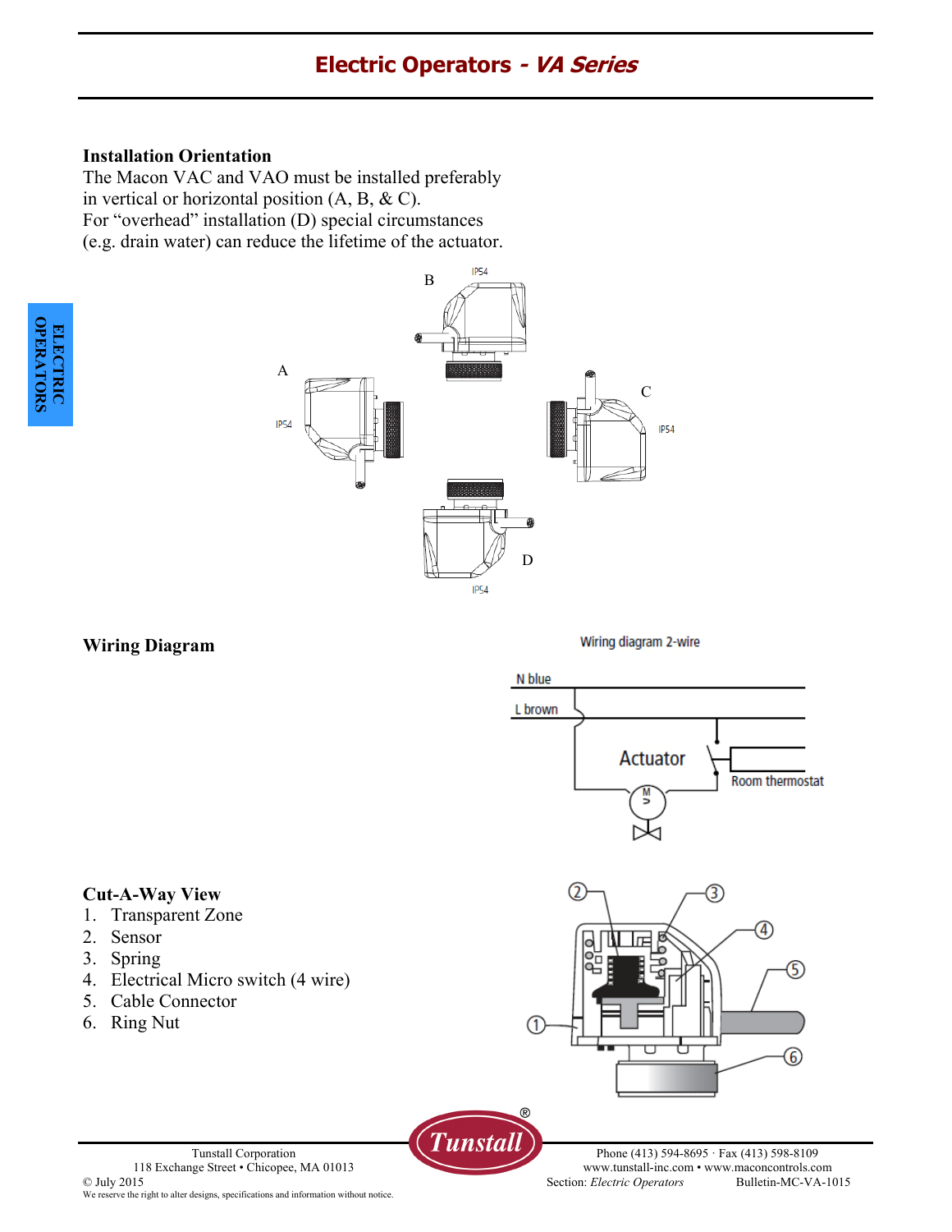## Installation Orientation

The Macon VAC and VAO must be installed preferably in vertical or horizontal position (A, B, & C).
For "overhead" installation (D) special circumstances (e.g. drain water) can reduce the lifetime of the actuator.

B
IP54

A
IP54

C
IP54

D
IP54

## Wiring Diagram

Wiring diagram 2-wire

N blue

L brown

Actuator

Room thermostat

M

## Cut-A-Way View

1. Transparent Zone
2. Sensor
3. Spring
4. Electrical Micro switch (4 wire)
5. Cable Connector
6. Ring Nut